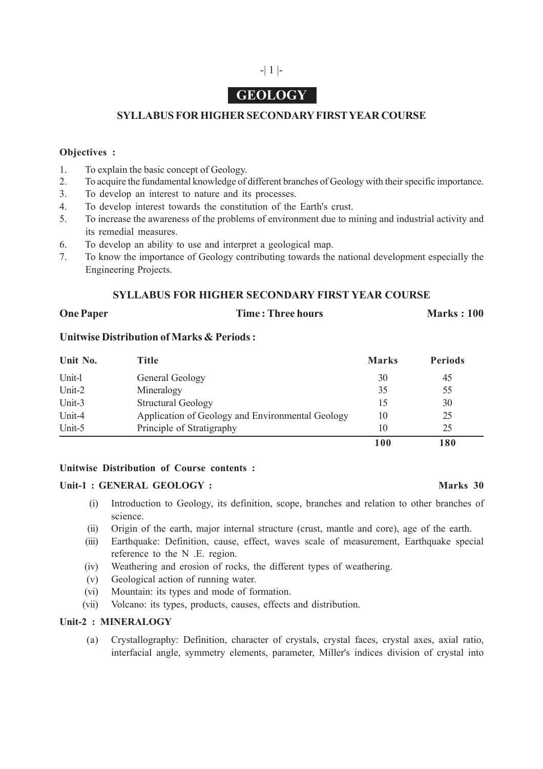# GEOLOGY

## SYLLABUS FOR HIGHER SECONDARY FIRST YEAR COURSE

**Objectives :**

1. To explain the basic concept of Geology.
2. To acquire the fundamental knowledge of different branches of Geology with their specific importance.
3. To develop an interest to nature and its processes.
4. To develop interest towards the constitution of the Earth's crust.
5. To increase the awareness of the problems of environment due to mining and industrial activity and its remedial measures.
6. To develop an ability to use and interpret a geological map.
7. To know the importance of Geology contributing towards the national development especially the Engineering Projects.

## SYLLABUS FOR HIGHER SECONDARY FIRST YEAR COURSE

**One Paper** | **Time : Three hours** | **Marks : 100**

### Unitwise Distribution of Marks & Periods :

| Unit No. | Title | Marks | Periods |
|---|---|---|---|
| Unit-l | General Geology | 30 | 45 |
| Unit-2 | Mineralogy | 35 | 55 |
| Unit-3 | Structural Geology | 15 | 30 |
| Unit-4 | Application of Geology and Environmental Geology | 10 | 25 |
| Unit-5 | Principle of Stratigraphy | 10 | 25 |
| | | **100** | **180** |

### Unitwise Distribution of Course contents :

**Unit-1 : GENERAL GEOLOGY :** **Marks 30**

(i) Introduction to Geology, its definition, scope, branches and relation to other branches of science.

(ii) Origin of the earth, major internal structure (crust, mantle and core), age of the earth.

(iii) Earthquake: Definition, cause, effect, waves scale of measurement, Earthquake special reference to the N .E. region.

(iv) Weathering and erosion of rocks, the different types of weathering.

(v) Geological action of running water.

(vi) Mountain: its types and mode of formation.

(vii) Volcano: its types, products, causes, effects and distribution.

**Unit-2 : MINERALOGY**

(a) Crystallography: Definition, character of crystals, crystal faces, crystal axes, axial ratio, interfacial angle, symmetry elements, parameter, Miller's indices division of crystal into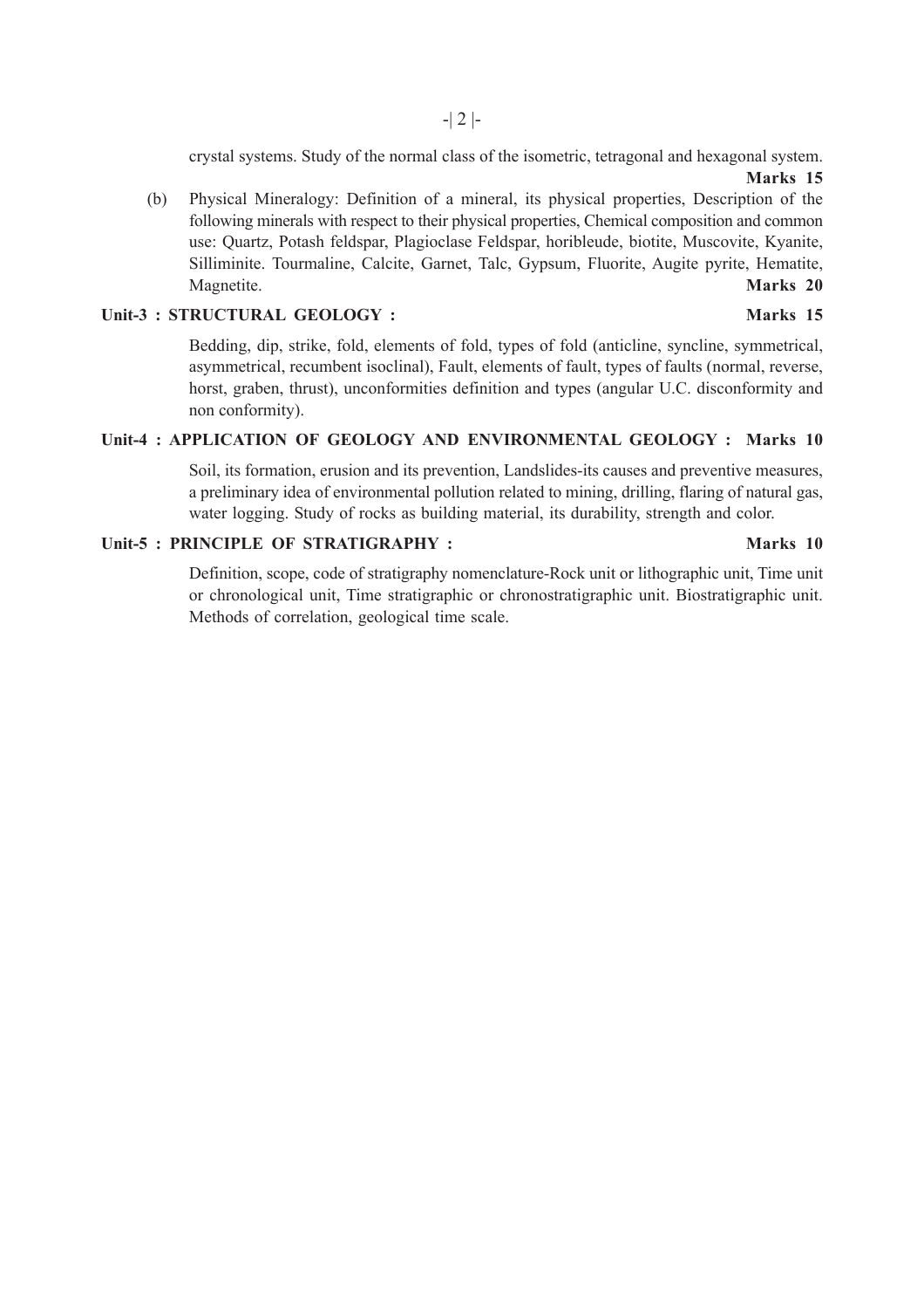crystal systems. Study of the normal class of the isometric, tetragonal and hexagonal system. **Marks 15**

(b) Physical Mineralogy: Definition of a mineral, its physical properties, Description of the following minerals with respect to their physical properties, Chemical composition and common use: Quartz, Potash feldspar, Plagioclase Feldspar, horibleude, biotite, Muscovite, Kyanite, Silliminite. Tourmaline, Calcite, Garnet, Talc, Gypsum, Fluorite, Augite pyrite, Hematite, Magnetite. **Marks 20**

**Unit-3 : STRUCTURAL GEOLOGY : Marks 15**

Bedding, dip, strike, fold, elements of fold, types of fold (anticline, syncline, symmetrical, asymmetrical, recumbent isoclinal), Fault, elements of fault, types of faults (normal, reverse, horst, graben, thrust), unconformities definition and types (angular U.C. disconformity and non conformity).

**Unit-4 : APPLICATION OF GEOLOGY AND ENVIRONMENTAL GEOLOGY : Marks 10**

Soil, its formation, erusion and its prevention, Landslides-its causes and preventive measures, a preliminary idea of environmental pollution related to mining, drilling, flaring of natural gas, water logging. Study of rocks as building material, its durability, strength and color.

**Unit-5 : PRINCIPLE OF STRATIGRAPHY : Marks 10**

Definition, scope, code of stratigraphy nomenclature-Rock unit or lithographic unit, Time unit or chronological unit, Time stratigraphic or chronostratigraphic unit. Biostratigraphic unit. Methods of correlation, geological time scale.